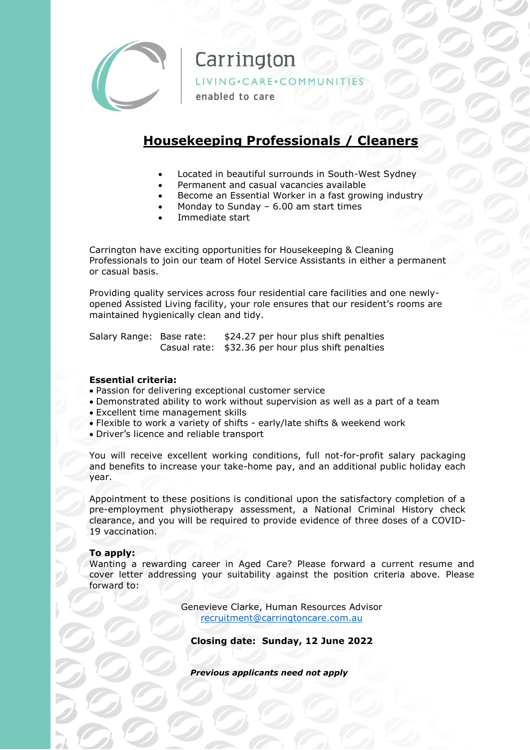Carrington

LIVING•CARE•COMMUNITIES

enabled to care

# Housekeeping Professionals / Cleaners

- Located in beautiful surrounds in South-West Sydney
- Permanent and casual vacancies available
- Become an Essential Worker in a fast growing industry
- Monday to Sunday – 6.00 am start times
- Immediate start

Carrington have exciting opportunities for Housekeeping & Cleaning Professionals to join our team of Hotel Service Assistants in either a permanent or casual basis.

Providing quality services across four residential care facilities and one newly-opened Assisted Living facility, your role ensures that our resident's rooms are maintained hygienically clean and tidy.

| Salary Range: | Base rate: | $24.27 per hour plus shift penalties |
|---|---|---|
| | Casual rate: | $32.36 per hour plus shift penalties |

**Essential criteria:**

- Passion for delivering exceptional customer service
- Demonstrated ability to work without supervision as well as a part of a team
- Excellent time management skills
- Flexible to work a variety of shifts - early/late shifts & weekend work
- Driver's licence and reliable transport

You will receive excellent working conditions, full not-for-profit salary packaging and benefits to increase your take-home pay, and an additional public holiday each year.

Appointment to these positions is conditional upon the satisfactory completion of a pre-employment physiotherapy assessment, a National Criminal History check clearance, and you will be required to provide evidence of three doses of a COVID-19 vaccination.

**To apply:**
Wanting a rewarding career in Aged Care? Please forward a current resume and cover letter addressing your suitability against the position criteria above. Please forward to:

Genevieve Clarke, Human Resources Advisor
recruitment@carringtoncare.com.au

**Closing date: Sunday, 12 June 2022**

***Previous applicants need not apply***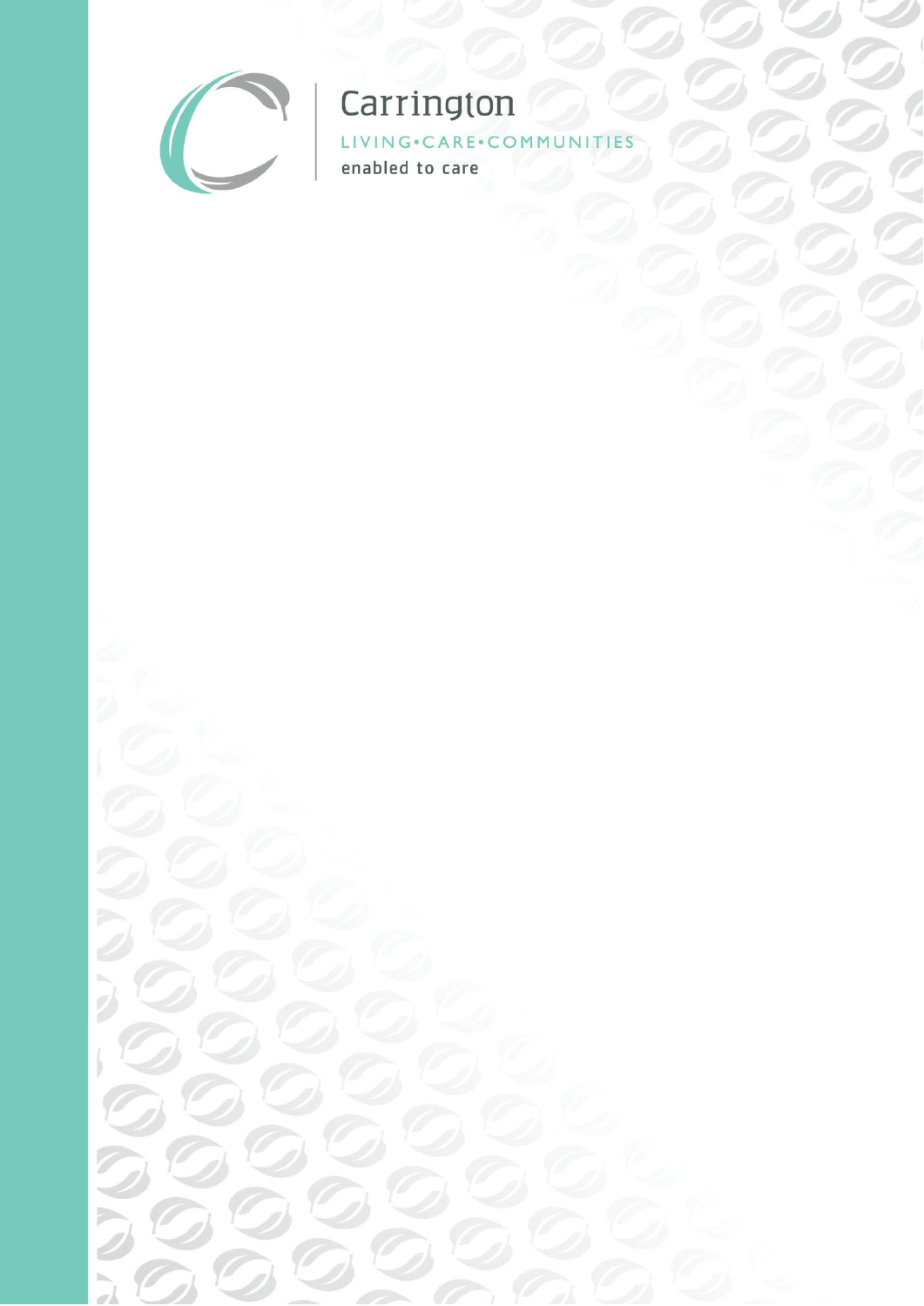Carrington

LIVING•CARE•COMMUNITIES

enabled to care